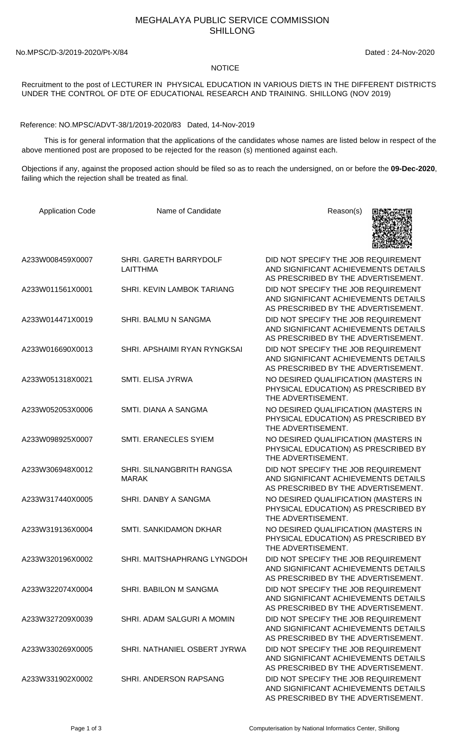# MEGHALAYA PUBLIC SERVICE COMMISSION
## SHILLONG

No.MPSC/D-3/2019-2020/Pt-X/84 Dated : 24-Nov-2020

NOTICE

Recruitment to the post of LECTURER IN PHYSICAL EDUCATION IN VARIOUS DIETS IN THE DIFFERENT DISTRICTS UNDER THE CONTROL OF DTE OF EDUCATIONAL RESEARCH AND TRAINING. SHILLONG (NOV 2019)

Reference: NO.MPSC/ADVT-38/1/2019-2020/83 Dated, 14-Nov-2019

This is for general information that the applications of the candidates whose names are listed below in respect of the above mentioned post are proposed to be rejected for the reason (s) mentioned against each.

Objections if any, against the proposed action should be filed so as to reach the undersigned, on or before the **09-Dec-2020**, failing which the rejection shall be treated as final.

| Application Code | Name of Candidate | Reason(s) |
|---|---|---|
| A233W008459X0007 | SHRI. GARETH BARRYDOLF LAITTHMA | DID NOT SPECIFY THE JOB REQUIREMENT AND SIGNIFICANT ACHIEVEMENTS DETAILS AS PRESCRIBED BY THE ADVERTISEMENT. |
| A233W011561X0001 | SHRI. KEVIN LAMBOK TARIANG | DID NOT SPECIFY THE JOB REQUIREMENT AND SIGNIFICANT ACHIEVEMENTS DETAILS AS PRESCRIBED BY THE ADVERTISEMENT. |
| A233W014471X0019 | SHRI. BALMU N SANGMA | DID NOT SPECIFY THE JOB REQUIREMENT AND SIGNIFICANT ACHIEVEMENTS DETAILS AS PRESCRIBED BY THE ADVERTISEMENT. |
| A233W016690X0013 | SHRI. APSHAIMI RYAN RYNGKSAI | DID NOT SPECIFY THE JOB REQUIREMENT AND SIGNIFICANT ACHIEVEMENTS DETAILS AS PRESCRIBED BY THE ADVERTISEMENT. |
| A233W051318X0021 | SMTI. ELISA JYRWA | NO DESIRED QUALIFICATION (MASTERS IN PHYSICAL EDUCATION) AS PRESCRIBED BY THE ADVERTISEMENT. |
| A233W052053X0006 | SMTI. DIANA A SANGMA | NO DESIRED QUALIFICATION (MASTERS IN PHYSICAL EDUCATION) AS PRESCRIBED BY THE ADVERTISEMENT. |
| A233W098925X0007 | SMTI. ERANECLES SYIEM | NO DESIRED QUALIFICATION (MASTERS IN PHYSICAL EDUCATION) AS PRESCRIBED BY THE ADVERTISEMENT. |
| A233W306948X0012 | SHRI. SILNANGBRITH RANGSA MARAK | DID NOT SPECIFY THE JOB REQUIREMENT AND SIGNIFICANT ACHIEVEMENTS DETAILS AS PRESCRIBED BY THE ADVERTISEMENT. |
| A233W317440X0005 | SHRI. DANBY A SANGMA | NO DESIRED QUALIFICATION (MASTERS IN PHYSICAL EDUCATION) AS PRESCRIBED BY THE ADVERTISEMENT. |
| A233W319136X0004 | SMTI. SANKIDAMON DKHAR | NO DESIRED QUALIFICATION (MASTERS IN PHYSICAL EDUCATION) AS PRESCRIBED BY THE ADVERTISEMENT. |
| A233W320196X0002 | SHRI. MAITSHAPHRANG LYNGDOH | DID NOT SPECIFY THE JOB REQUIREMENT AND SIGNIFICANT ACHIEVEMENTS DETAILS AS PRESCRIBED BY THE ADVERTISEMENT. |
| A233W322074X0004 | SHRI. BABILON M SANGMA | DID NOT SPECIFY THE JOB REQUIREMENT AND SIGNIFICANT ACHIEVEMENTS DETAILS AS PRESCRIBED BY THE ADVERTISEMENT. |
| A233W327209X0039 | SHRI. ADAM SALGURI A MOMIN | DID NOT SPECIFY THE JOB REQUIREMENT AND SIGNIFICANT ACHIEVEMENTS DETAILS AS PRESCRIBED BY THE ADVERTISEMENT. |
| A233W330269X0005 | SHRI. NATHANIEL OSBERT JYRWA | DID NOT SPECIFY THE JOB REQUIREMENT AND SIGNIFICANT ACHIEVEMENTS DETAILS AS PRESCRIBED BY THE ADVERTISEMENT. |
| A233W331902X0002 | SHRI. ANDERSON RAPSANG | DID NOT SPECIFY THE JOB REQUIREMENT AND SIGNIFICANT ACHIEVEMENTS DETAILS AS PRESCRIBED BY THE ADVERTISEMENT. |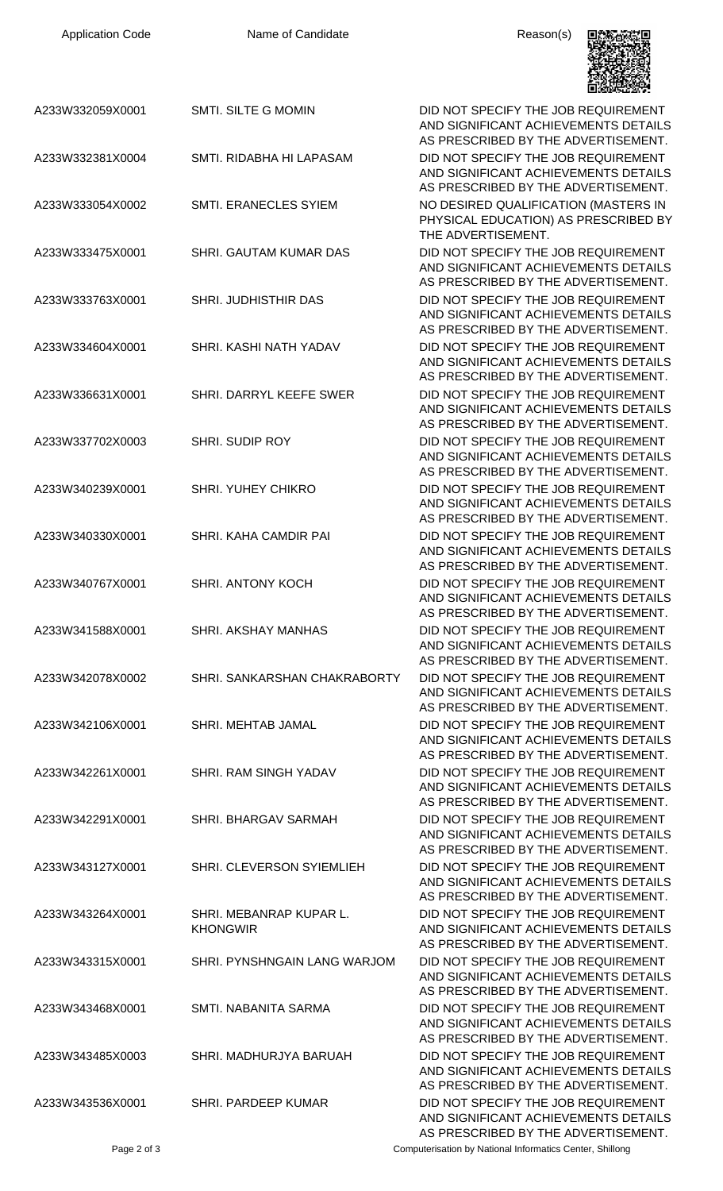| Application Code | Name of Candidate | Reason(s) |
|---|---|---|
| A233W332059X0001 | SMTI. SILTE G MOMIN | DID NOT SPECIFY THE JOB REQUIREMENT AND SIGNIFICANT ACHIEVEMENTS DETAILS AS PRESCRIBED BY THE ADVERTISEMENT. |
| A233W332381X0004 | SMTI. RIDABHA HI LAPASAM | DID NOT SPECIFY THE JOB REQUIREMENT AND SIGNIFICANT ACHIEVEMENTS DETAILS AS PRESCRIBED BY THE ADVERTISEMENT. |
| A233W333054X0002 | SMTI. ERANECLES SYIEM | NO DESIRED QUALIFICATION (MASTERS IN PHYSICAL EDUCATION) AS PRESCRIBED BY THE ADVERTISEMENT. |
| A233W333475X0001 | SHRI. GAUTAM KUMAR DAS | DID NOT SPECIFY THE JOB REQUIREMENT AND SIGNIFICANT ACHIEVEMENTS DETAILS AS PRESCRIBED BY THE ADVERTISEMENT. |
| A233W333763X0001 | SHRI. JUDHISTHIR DAS | DID NOT SPECIFY THE JOB REQUIREMENT AND SIGNIFICANT ACHIEVEMENTS DETAILS AS PRESCRIBED BY THE ADVERTISEMENT. |
| A233W334604X0001 | SHRI. KASHI NATH YADAV | DID NOT SPECIFY THE JOB REQUIREMENT AND SIGNIFICANT ACHIEVEMENTS DETAILS AS PRESCRIBED BY THE ADVERTISEMENT. |
| A233W336631X0001 | SHRI. DARRYL KEEFE SWER | DID NOT SPECIFY THE JOB REQUIREMENT AND SIGNIFICANT ACHIEVEMENTS DETAILS AS PRESCRIBED BY THE ADVERTISEMENT. |
| A233W337702X0003 | SHRI. SUDIP ROY | DID NOT SPECIFY THE JOB REQUIREMENT AND SIGNIFICANT ACHIEVEMENTS DETAILS AS PRESCRIBED BY THE ADVERTISEMENT. |
| A233W340239X0001 | SHRI. YUHEY CHIKRO | DID NOT SPECIFY THE JOB REQUIREMENT AND SIGNIFICANT ACHIEVEMENTS DETAILS AS PRESCRIBED BY THE ADVERTISEMENT. |
| A233W340330X0001 | SHRI. KAHA CAMDIR PAI | DID NOT SPECIFY THE JOB REQUIREMENT AND SIGNIFICANT ACHIEVEMENTS DETAILS AS PRESCRIBED BY THE ADVERTISEMENT. |
| A233W340767X0001 | SHRI. ANTONY KOCH | DID NOT SPECIFY THE JOB REQUIREMENT AND SIGNIFICANT ACHIEVEMENTS DETAILS AS PRESCRIBED BY THE ADVERTISEMENT. |
| A233W341588X0001 | SHRI. AKSHAY MANHAS | DID NOT SPECIFY THE JOB REQUIREMENT AND SIGNIFICANT ACHIEVEMENTS DETAILS AS PRESCRIBED BY THE ADVERTISEMENT. |
| A233W342078X0002 | SHRI. SANKARSHAN CHAKRABORTY | DID NOT SPECIFY THE JOB REQUIREMENT AND SIGNIFICANT ACHIEVEMENTS DETAILS AS PRESCRIBED BY THE ADVERTISEMENT. |
| A233W342106X0001 | SHRI. MEHTAB JAMAL | DID NOT SPECIFY THE JOB REQUIREMENT AND SIGNIFICANT ACHIEVEMENTS DETAILS AS PRESCRIBED BY THE ADVERTISEMENT. |
| A233W342261X0001 | SHRI. RAM SINGH YADAV | DID NOT SPECIFY THE JOB REQUIREMENT AND SIGNIFICANT ACHIEVEMENTS DETAILS AS PRESCRIBED BY THE ADVERTISEMENT. |
| A233W342291X0001 | SHRI. BHARGAV SARMAH | DID NOT SPECIFY THE JOB REQUIREMENT AND SIGNIFICANT ACHIEVEMENTS DETAILS AS PRESCRIBED BY THE ADVERTISEMENT. |
| A233W343127X0001 | SHRI. CLEVERSON SYIEMLIEH | DID NOT SPECIFY THE JOB REQUIREMENT AND SIGNIFICANT ACHIEVEMENTS DETAILS AS PRESCRIBED BY THE ADVERTISEMENT. |
| A233W343264X0001 | SHRI. MEBANRAP KUPAR L. KHONGWIR | DID NOT SPECIFY THE JOB REQUIREMENT AND SIGNIFICANT ACHIEVEMENTS DETAILS AS PRESCRIBED BY THE ADVERTISEMENT. |
| A233W343315X0001 | SHRI. PYNSHNGAIN LANG WARJOM | DID NOT SPECIFY THE JOB REQUIREMENT AND SIGNIFICANT ACHIEVEMENTS DETAILS AS PRESCRIBED BY THE ADVERTISEMENT. |
| A233W343468X0001 | SMTI. NABANITA SARMA | DID NOT SPECIFY THE JOB REQUIREMENT AND SIGNIFICANT ACHIEVEMENTS DETAILS AS PRESCRIBED BY THE ADVERTISEMENT. |
| A233W343485X0003 | SHRI. MADHURJYA BARUAH | DID NOT SPECIFY THE JOB REQUIREMENT AND SIGNIFICANT ACHIEVEMENTS DETAILS AS PRESCRIBED BY THE ADVERTISEMENT. |
| A233W343536X0001 | SHRI. PARDEEP KUMAR | DID NOT SPECIFY THE JOB REQUIREMENT AND SIGNIFICANT ACHIEVEMENTS DETAILS AS PRESCRIBED BY THE ADVERTISEMENT. |

Computerisation by National Informatics Center, Shillong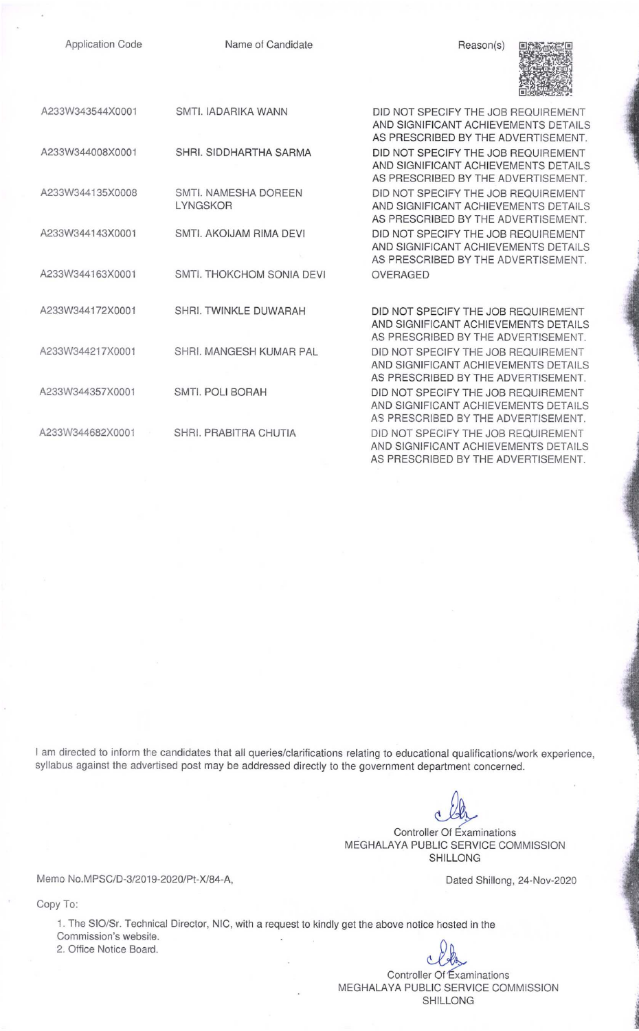| Application Code | Name of Candidate | Reason(s) |
|---|---|---|
| A233W343544X0001 | SMTI. IADARIKA WANN | DID NOT SPECIFY THE JOB REQUIREMENT AND SIGNIFICANT ACHIEVEMENTS DETAILS AS PRESCRIBED BY THE ADVERTISEMENT. |
| A233W344008X0001 | SHRI. SIDDHARTHA SARMA | DID NOT SPECIFY THE JOB REQUIREMENT AND SIGNIFICANT ACHIEVEMENTS DETAILS AS PRESCRIBED BY THE ADVERTISEMENT. |
| A233W344135X0008 | SMTI. NAMESHA DOREEN LYNGSKOR | DID NOT SPECIFY THE JOB REQUIREMENT AND SIGNIFICANT ACHIEVEMENTS DETAILS AS PRESCRIBED BY THE ADVERTISEMENT. |
| A233W344143X0001 | SMTI. AKOIJAM RIMA DEVI | DID NOT SPECIFY THE JOB REQUIREMENT AND SIGNIFICANT ACHIEVEMENTS DETAILS AS PRESCRIBED BY THE ADVERTISEMENT. |
| A233W344163X0001 | SMTI. THOKCHOM SONIA DEVI | OVERAGED |
| A233W344172X0001 | SHRI. TWINKLE DUWARAH | DID NOT SPECIFY THE JOB REQUIREMENT AND SIGNIFICANT ACHIEVEMENTS DETAILS AS PRESCRIBED BY THE ADVERTISEMENT. |
| A233W344217X0001 | SHRI. MANGESH KUMAR PAL | DID NOT SPECIFY THE JOB REQUIREMENT AND SIGNIFICANT ACHIEVEMENTS DETAILS AS PRESCRIBED BY THE ADVERTISEMENT. |
| A233W344357X0001 | SMTI. POLI BORAH | DID NOT SPECIFY THE JOB REQUIREMENT AND SIGNIFICANT ACHIEVEMENTS DETAILS AS PRESCRIBED BY THE ADVERTISEMENT. |
| A233W344682X0001 | SHRI. PRABITRA CHUTIA | DID NOT SPECIFY THE JOB REQUIREMENT AND SIGNIFICANT ACHIEVEMENTS DETAILS AS PRESCRIBED BY THE ADVERTISEMENT. |

I am directed to inform the candidates that all queries/clarifications relating to educational qualifications/work experience, syllabus against the advertised post may be addressed directly to the government department concerned.

Controller Of Examinations
MEGHALAYA PUBLIC SERVICE COMMISSION
SHILLONG

Memo No.MPSC/D-3/2019-2020/Pt-X/84-A, Dated Shillong, 24-Nov-2020

Copy To:

1. The SIO/Sr. Technical Director, NIC, with a request to kindly get the above notice hosted in the Commission's website.
2. Office Notice Board.

Controller Of Examinations
MEGHALAYA PUBLIC SERVICE COMMISSION
SHILLONG